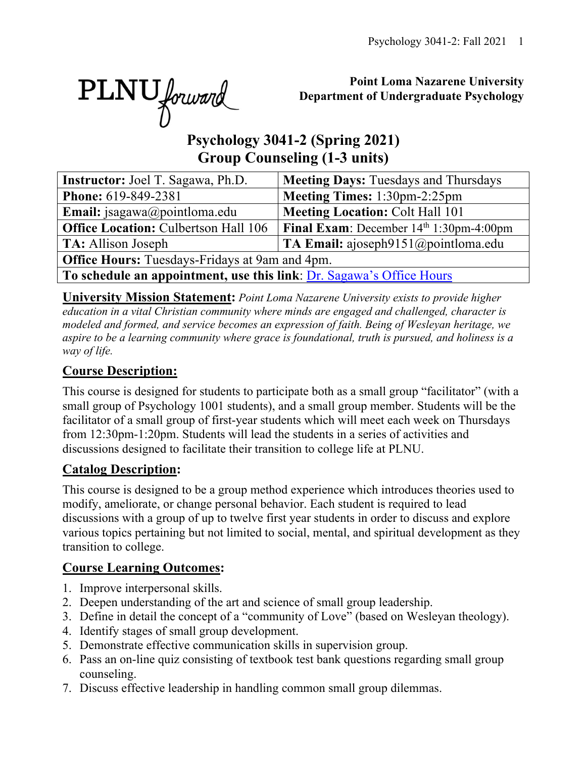PLNU forward

**Point Loma Nazarene University**
**Department of Undergraduate Psychology**

# Psychology 3041-2 (Spring 2021)
# Group Counseling (1-3 units)

| **Instructor:** Joel T. Sagawa, Ph.D. | **Meeting Days:** Tuesdays and Thursdays |
|---|---|
| **Phone:** 619-849-2381 | **Meeting Times:** 1:30pm-2:25pm |
| **Email:** jsagawa@pointloma.edu | **Meeting Location:** Colt Hall 101 |
| **Office Location:** Culbertson Hall 106 | **Final Exam**: December 14th 1:30pm-4:00pm |
| **TA:** Allison Joseph | **TA Email:** ajoseph9151@pointloma.edu |
| **Office Hours:** Tuesdays-Fridays at 9am and 4pm. | |
| **To schedule an appointment, use this link**: Dr. Sagawa's Office Hours | |

**University Mission Statement:** *Point Loma Nazarene University exists to provide higher education in a vital Christian community where minds are engaged and challenged, character is modeled and formed, and service becomes an expression of faith. Being of Wesleyan heritage, we aspire to be a learning community where grace is foundational, truth is pursued, and holiness is a way of life.*

## Course Description:

This course is designed for students to participate both as a small group "facilitator" (with a small group of Psychology 1001 students), and a small group member. Students will be the facilitator of a small group of first-year students which will meet each week on Thursdays from 12:30pm-1:20pm. Students will lead the students in a series of activities and discussions designed to facilitate their transition to college life at PLNU.

## Catalog Description:

This course is designed to be a group method experience which introduces theories used to modify, ameliorate, or change personal behavior. Each student is required to lead discussions with a group of up to twelve first year students in order to discuss and explore various topics pertaining but not limited to social, mental, and spiritual development as they transition to college.

## Course Learning Outcomes:

1. Improve interpersonal skills.
2. Deepen understanding of the art and science of small group leadership.
3. Define in detail the concept of a "community of Love" (based on Wesleyan theology).
4. Identify stages of small group development.
5. Demonstrate effective communication skills in supervision group.
6. Pass an on-line quiz consisting of textbook test bank questions regarding small group counseling.
7. Discuss effective leadership in handling common small group dilemmas.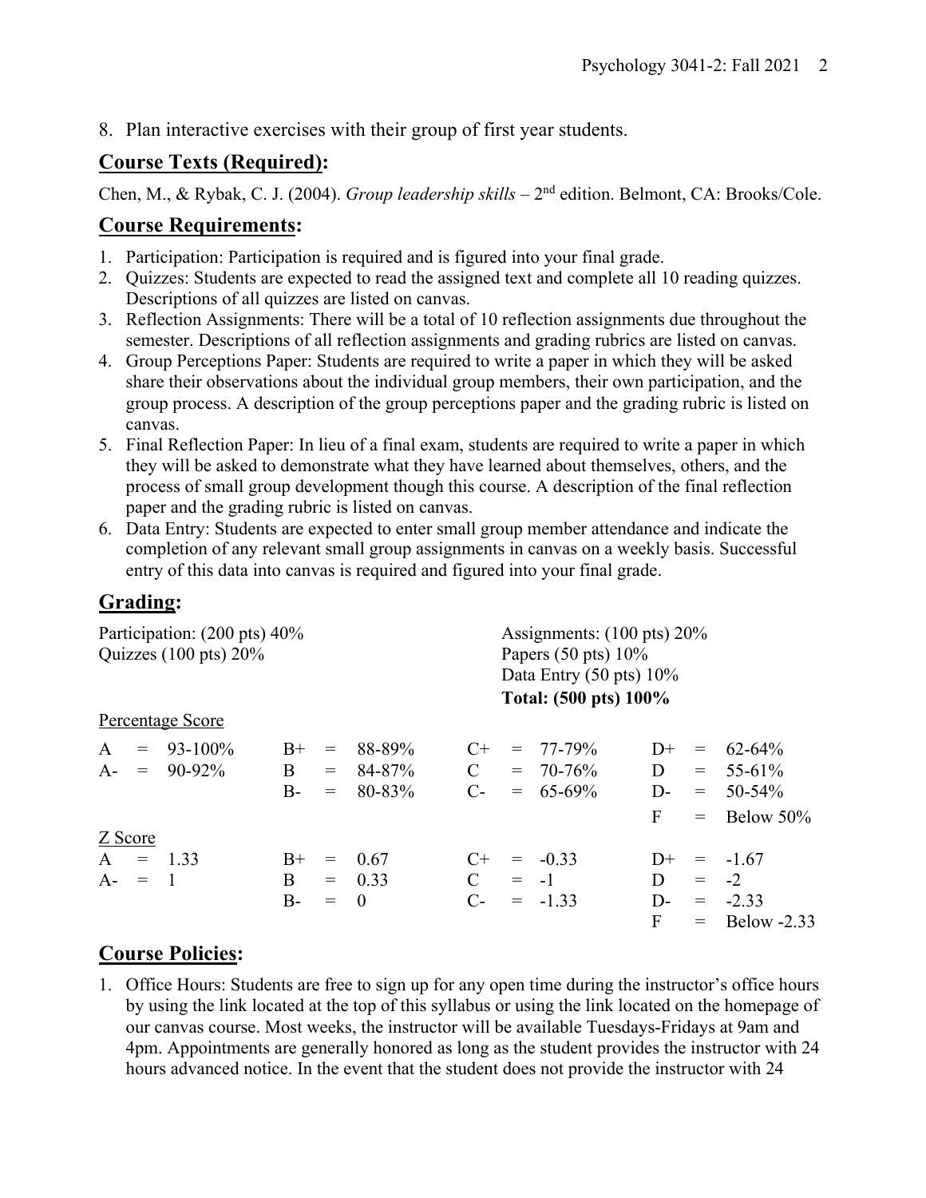8. Plan interactive exercises with their group of first year students.

## Course Texts (Required):

Chen, M., & Rybak, C. J. (2004). *Group leadership skills* – 2nd edition. Belmont, CA: Brooks/Cole.

## Course Requirements:

1. Participation: Participation is required and is figured into your final grade.
2. Quizzes: Students are expected to read the assigned text and complete all 10 reading quizzes. Descriptions of all quizzes are listed on canvas.
3. Reflection Assignments: There will be a total of 10 reflection assignments due throughout the semester. Descriptions of all reflection assignments and grading rubrics are listed on canvas.
4. Group Perceptions Paper: Students are required to write a paper in which they will be asked share their observations about the individual group members, their own participation, and the group process. A description of the group perceptions paper and the grading rubric is listed on canvas.
5. Final Reflection Paper: In lieu of a final exam, students are required to write a paper in which they will be asked to demonstrate what they have learned about themselves, others, and the process of small group development though this course. A description of the final reflection paper and the grading rubric is listed on canvas.
6. Data Entry: Students are expected to enter small group member attendance and indicate the completion of any relevant small group assignments in canvas on a weekly basis. Successful entry of this data into canvas is required and figured into your final grade.

## Grading:

Participation: (200 pts) 40%
Quizzes (100 pts) 20%
Assignments: (100 pts) 20%
Papers (50 pts) 10%
Data Entry (50 pts) 10%
**Total: (500 pts) 100%**

Percentage Score

| | | | | | | | | | | | |
|---|---|---|---|---|---|---|---|---|---|---|---|
| A | = | 93-100% | B+ | = | 88-89% | C+ | = | 77-79% | D+ | = | 62-64% |
| A- | = | 90-92% | B | = | 84-87% | C | = | 70-76% | D | = | 55-61% |
| | | | B- | = | 80-83% | C- | = | 65-69% | D- | = | 50-54% |
| | | | | | | | | | F | = | Below 50% |

Z Score

| | | | | | | | | | | | |
|---|---|---|---|---|---|---|---|---|---|---|---|
| A | = | 1.33 | B+ | = | 0.67 | C+ | = | -0.33 | D+ | = | -1.67 |
| A- | = | 1 | B | = | 0.33 | C | = | -1 | D | = | -2 |
| | | | B- | = | 0 | C- | = | -1.33 | D- | = | -2.33 |
| | | | | | | | | | F | = | Below -2.33 |

## Course Policies:

1. Office Hours: Students are free to sign up for any open time during the instructor's office hours by using the link located at the top of this syllabus or using the link located on the homepage of our canvas course. Most weeks, the instructor will be available Tuesdays-Fridays at 9am and 4pm. Appointments are generally honored as long as the student provides the instructor with 24 hours advanced notice. In the event that the student does not provide the instructor with 24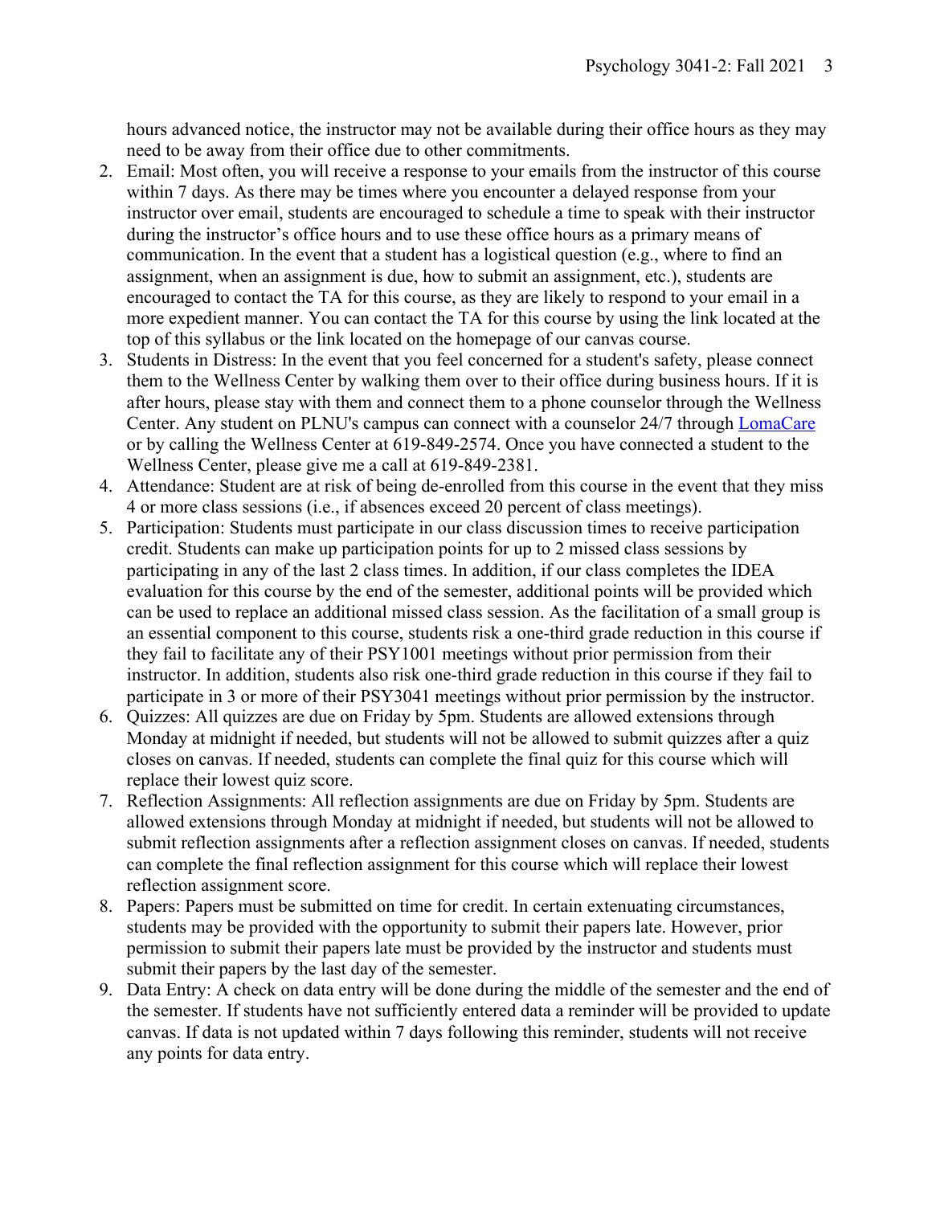hours advanced notice, the instructor may not be available during their office hours as they may need to be away from their office due to other commitments.

2. Email: Most often, you will receive a response to your emails from the instructor of this course within 7 days. As there may be times where you encounter a delayed response from your instructor over email, students are encouraged to schedule a time to speak with their instructor during the instructor's office hours and to use these office hours as a primary means of communication. In the event that a student has a logistical question (e.g., where to find an assignment, when an assignment is due, how to submit an assignment, etc.), students are encouraged to contact the TA for this course, as they are likely to respond to your email in a more expedient manner. You can contact the TA for this course by using the link located at the top of this syllabus or the link located on the homepage of our canvas course.
3. Students in Distress: In the event that you feel concerned for a student's safety, please connect them to the Wellness Center by walking them over to their office during business hours. If it is after hours, please stay with them and connect them to a phone counselor through the Wellness Center. Any student on PLNU's campus can connect with a counselor 24/7 through LomaCare or by calling the Wellness Center at 619-849-2574. Once you have connected a student to the Wellness Center, please give me a call at 619-849-2381.
4. Attendance: Student are at risk of being de-enrolled from this course in the event that they miss 4 or more class sessions (i.e., if absences exceed 20 percent of class meetings).
5. Participation: Students must participate in our class discussion times to receive participation credit. Students can make up participation points for up to 2 missed class sessions by participating in any of the last 2 class times. In addition, if our class completes the IDEA evaluation for this course by the end of the semester, additional points will be provided which can be used to replace an additional missed class session. As the facilitation of a small group is an essential component to this course, students risk a one-third grade reduction in this course if they fail to facilitate any of their PSY1001 meetings without prior permission from their instructor. In addition, students also risk one-third grade reduction in this course if they fail to participate in 3 or more of their PSY3041 meetings without prior permission by the instructor.
6. Quizzes: All quizzes are due on Friday by 5pm. Students are allowed extensions through Monday at midnight if needed, but students will not be allowed to submit quizzes after a quiz closes on canvas. If needed, students can complete the final quiz for this course which will replace their lowest quiz score.
7. Reflection Assignments: All reflection assignments are due on Friday by 5pm. Students are allowed extensions through Monday at midnight if needed, but students will not be allowed to submit reflection assignments after a reflection assignment closes on canvas. If needed, students can complete the final reflection assignment for this course which will replace their lowest reflection assignment score.
8. Papers: Papers must be submitted on time for credit. In certain extenuating circumstances, students may be provided with the opportunity to submit their papers late. However, prior permission to submit their papers late must be provided by the instructor and students must submit their papers by the last day of the semester.
9. Data Entry: A check on data entry will be done during the middle of the semester and the end of the semester. If students have not sufficiently entered data a reminder will be provided to update canvas. If data is not updated within 7 days following this reminder, students will not receive any points for data entry.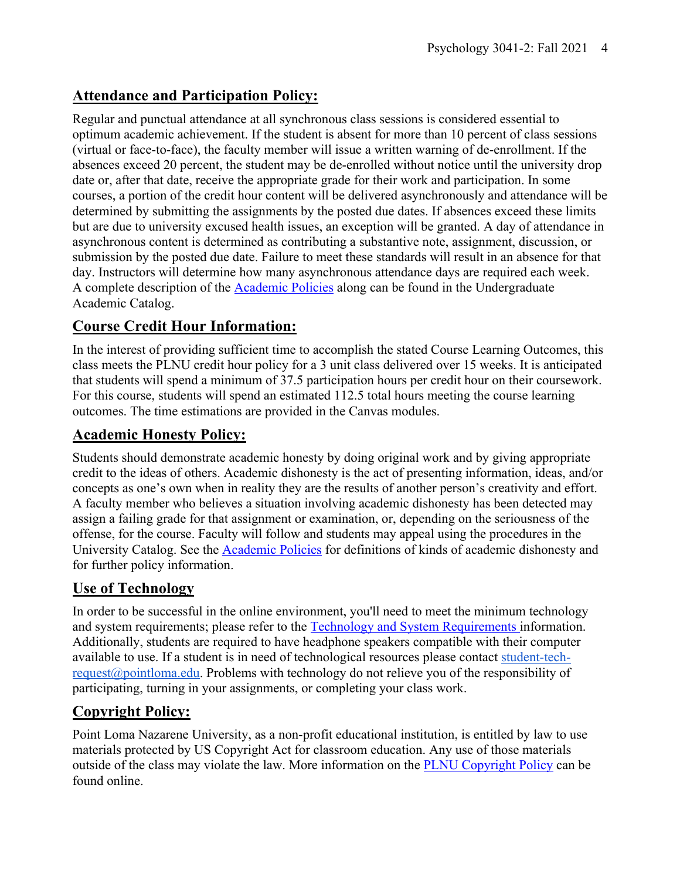## Attendance and Participation Policy:

Regular and punctual attendance at all synchronous class sessions is considered essential to optimum academic achievement. If the student is absent for more than 10 percent of class sessions (virtual or face-to-face), the faculty member will issue a written warning of de-enrollment. If the absences exceed 20 percent, the student may be de-enrolled without notice until the university drop date or, after that date, receive the appropriate grade for their work and participation. In some courses, a portion of the credit hour content will be delivered asynchronously and attendance will be determined by submitting the assignments by the posted due dates. If absences exceed these limits but are due to university excused health issues, an exception will be granted. A day of attendance in asynchronous content is determined as contributing a substantive note, assignment, discussion, or submission by the posted due date. Failure to meet these standards will result in an absence for that day. Instructors will determine how many asynchronous attendance days are required each week. A complete description of the Academic Policies along can be found in the Undergraduate Academic Catalog.

## Course Credit Hour Information:

In the interest of providing sufficient time to accomplish the stated Course Learning Outcomes, this class meets the PLNU credit hour policy for a 3 unit class delivered over 15 weeks. It is anticipated that students will spend a minimum of 37.5 participation hours per credit hour on their coursework. For this course, students will spend an estimated 112.5 total hours meeting the course learning outcomes. The time estimations are provided in the Canvas modules.

## Academic Honesty Policy:

Students should demonstrate academic honesty by doing original work and by giving appropriate credit to the ideas of others. Academic dishonesty is the act of presenting information, ideas, and/or concepts as one's own when in reality they are the results of another person's creativity and effort. A faculty member who believes a situation involving academic dishonesty has been detected may assign a failing grade for that assignment or examination, or, depending on the seriousness of the offense, for the course. Faculty will follow and students may appeal using the procedures in the University Catalog. See the Academic Policies for definitions of kinds of academic dishonesty and for further policy information.

## Use of Technology

In order to be successful in the online environment, you'll need to meet the minimum technology and system requirements; please refer to the Technology and System Requirements information. Additionally, students are required to have headphone speakers compatible with their computer available to use. If a student is in need of technological resources please contact student-tech-request@pointloma.edu. Problems with technology do not relieve you of the responsibility of participating, turning in your assignments, or completing your class work.

## Copyright Policy:

Point Loma Nazarene University, as a non-profit educational institution, is entitled by law to use materials protected by US Copyright Act for classroom education. Any use of those materials outside of the class may violate the law. More information on the PLNU Copyright Policy can be found online.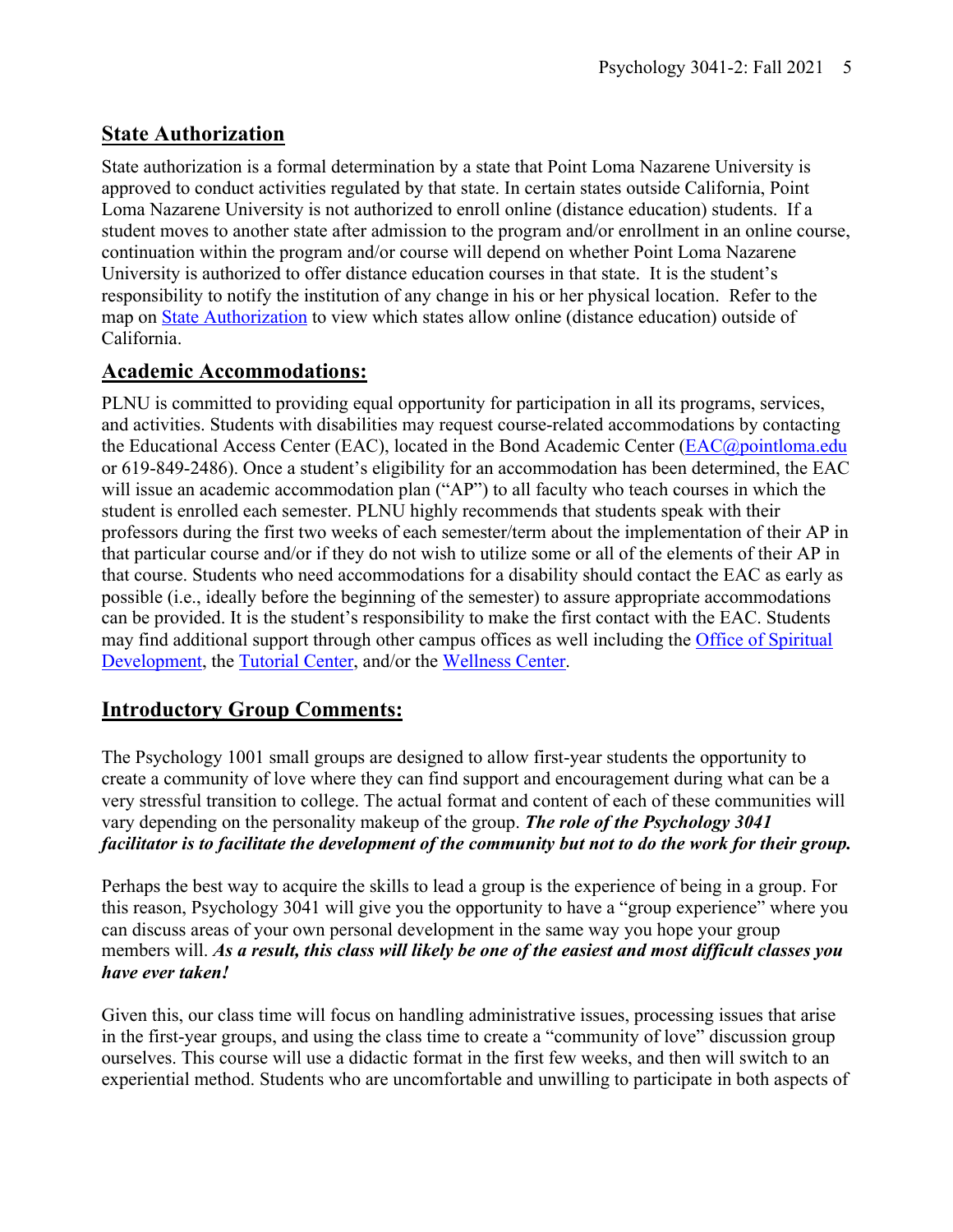## State Authorization

State authorization is a formal determination by a state that Point Loma Nazarene University is approved to conduct activities regulated by that state. In certain states outside California, Point Loma Nazarene University is not authorized to enroll online (distance education) students. If a student moves to another state after admission to the program and/or enrollment in an online course, continuation within the program and/or course will depend on whether Point Loma Nazarene University is authorized to offer distance education courses in that state. It is the student's responsibility to notify the institution of any change in his or her physical location. Refer to the map on State Authorization to view which states allow online (distance education) outside of California.

## Academic Accommodations:

PLNU is committed to providing equal opportunity for participation in all its programs, services, and activities. Students with disabilities may request course-related accommodations by contacting the Educational Access Center (EAC), located in the Bond Academic Center (EAC@pointloma.edu or 619-849-2486). Once a student's eligibility for an accommodation has been determined, the EAC will issue an academic accommodation plan ("AP") to all faculty who teach courses in which the student is enrolled each semester. PLNU highly recommends that students speak with their professors during the first two weeks of each semester/term about the implementation of their AP in that particular course and/or if they do not wish to utilize some or all of the elements of their AP in that course. Students who need accommodations for a disability should contact the EAC as early as possible (i.e., ideally before the beginning of the semester) to assure appropriate accommodations can be provided. It is the student's responsibility to make the first contact with the EAC. Students may find additional support through other campus offices as well including the Office of Spiritual Development, the Tutorial Center, and/or the Wellness Center.

## Introductory Group Comments:

The Psychology 1001 small groups are designed to allow first-year students the opportunity to create a community of love where they can find support and encouragement during what can be a very stressful transition to college. The actual format and content of each of these communities will vary depending on the personality makeup of the group. ***The role of the Psychology 3041 facilitator is to facilitate the development of the community but not to do the work for their group.***

Perhaps the best way to acquire the skills to lead a group is the experience of being in a group. For this reason, Psychology 3041 will give you the opportunity to have a "group experience" where you can discuss areas of your own personal development in the same way you hope your group members will. ***As a result, this class will likely be one of the easiest and most difficult classes you have ever taken!***

Given this, our class time will focus on handling administrative issues, processing issues that arise in the first-year groups, and using the class time to create a "community of love" discussion group ourselves. This course will use a didactic format in the first few weeks, and then will switch to an experiential method. Students who are uncomfortable and unwilling to participate in both aspects of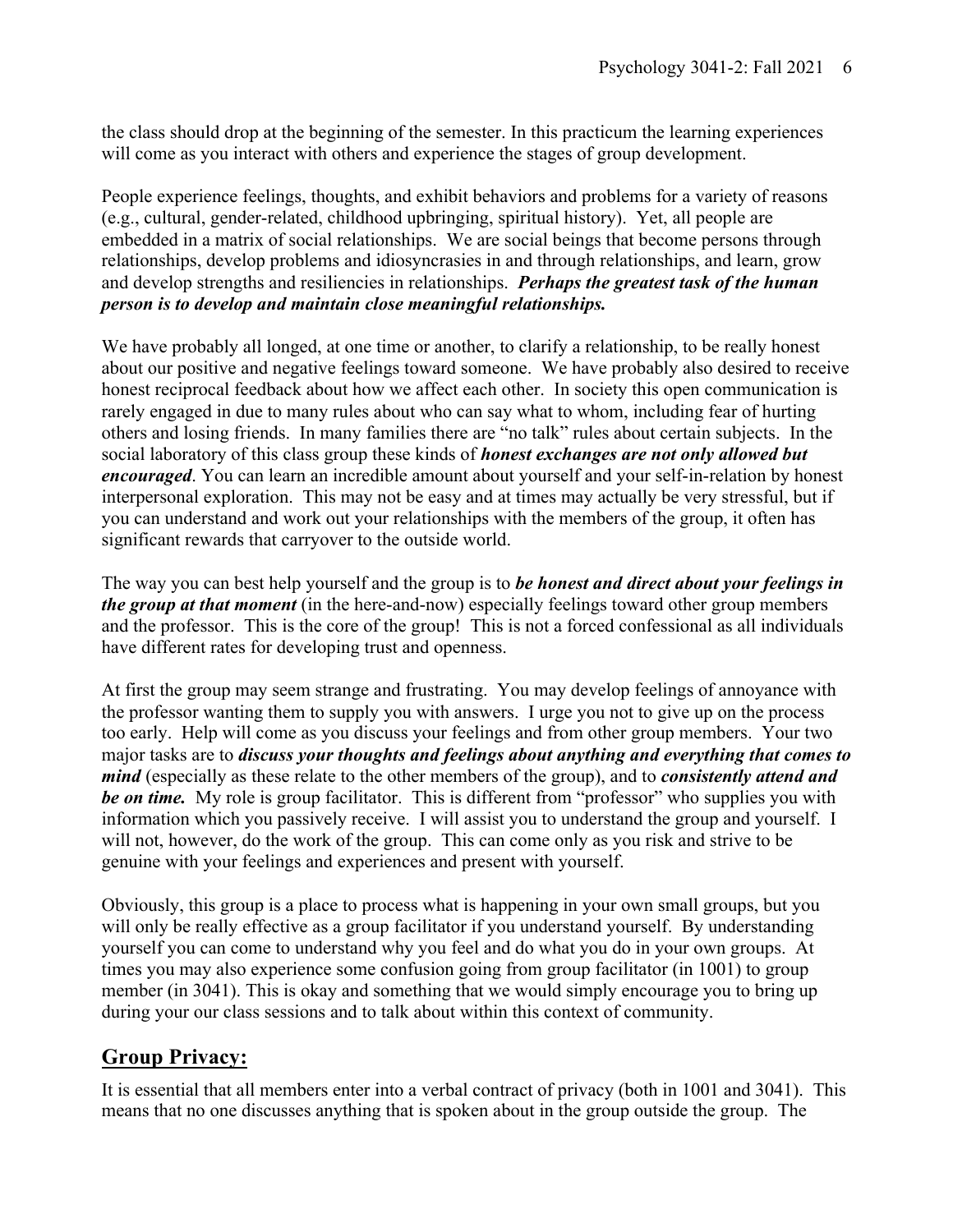the class should drop at the beginning of the semester. In this practicum the learning experiences will come as you interact with others and experience the stages of group development.

People experience feelings, thoughts, and exhibit behaviors and problems for a variety of reasons (e.g., cultural, gender-related, childhood upbringing, spiritual history). Yet, all people are embedded in a matrix of social relationships. We are social beings that become persons through relationships, develop problems and idiosyncrasies in and through relationships, and learn, grow and develop strengths and resiliencies in relationships. ***Perhaps the greatest task of the human person is to develop and maintain close meaningful relationships.***

We have probably all longed, at one time or another, to clarify a relationship, to be really honest about our positive and negative feelings toward someone. We have probably also desired to receive honest reciprocal feedback about how we affect each other. In society this open communication is rarely engaged in due to many rules about who can say what to whom, including fear of hurting others and losing friends. In many families there are "no talk" rules about certain subjects. In the social laboratory of this class group these kinds of ***honest exchanges are not only allowed but encouraged***. You can learn an incredible amount about yourself and your self-in-relation by honest interpersonal exploration. This may not be easy and at times may actually be very stressful, but if you can understand and work out your relationships with the members of the group, it often has significant rewards that carryover to the outside world.

The way you can best help yourself and the group is to ***be honest and direct about your feelings in the group at that moment*** (in the here-and-now) especially feelings toward other group members and the professor. This is the core of the group! This is not a forced confessional as all individuals have different rates for developing trust and openness.

At first the group may seem strange and frustrating. You may develop feelings of annoyance with the professor wanting them to supply you with answers. I urge you not to give up on the process too early. Help will come as you discuss your feelings and from other group members. Your two major tasks are to ***discuss your thoughts and feelings about anything and everything that comes to mind*** (especially as these relate to the other members of the group), and to ***consistently attend and be on time.*** My role is group facilitator. This is different from "professor" who supplies you with information which you passively receive. I will assist you to understand the group and yourself. I will not, however, do the work of the group. This can come only as you risk and strive to be genuine with your feelings and experiences and present with yourself.

Obviously, this group is a place to process what is happening in your own small groups, but you will only be really effective as a group facilitator if you understand yourself. By understanding yourself you can come to understand why you feel and do what you do in your own groups. At times you may also experience some confusion going from group facilitator (in 1001) to group member (in 3041). This is okay and something that we would simply encourage you to bring up during your our class sessions and to talk about within this context of community.

## Group Privacy:

It is essential that all members enter into a verbal contract of privacy (both in 1001 and 3041). This means that no one discusses anything that is spoken about in the group outside the group. The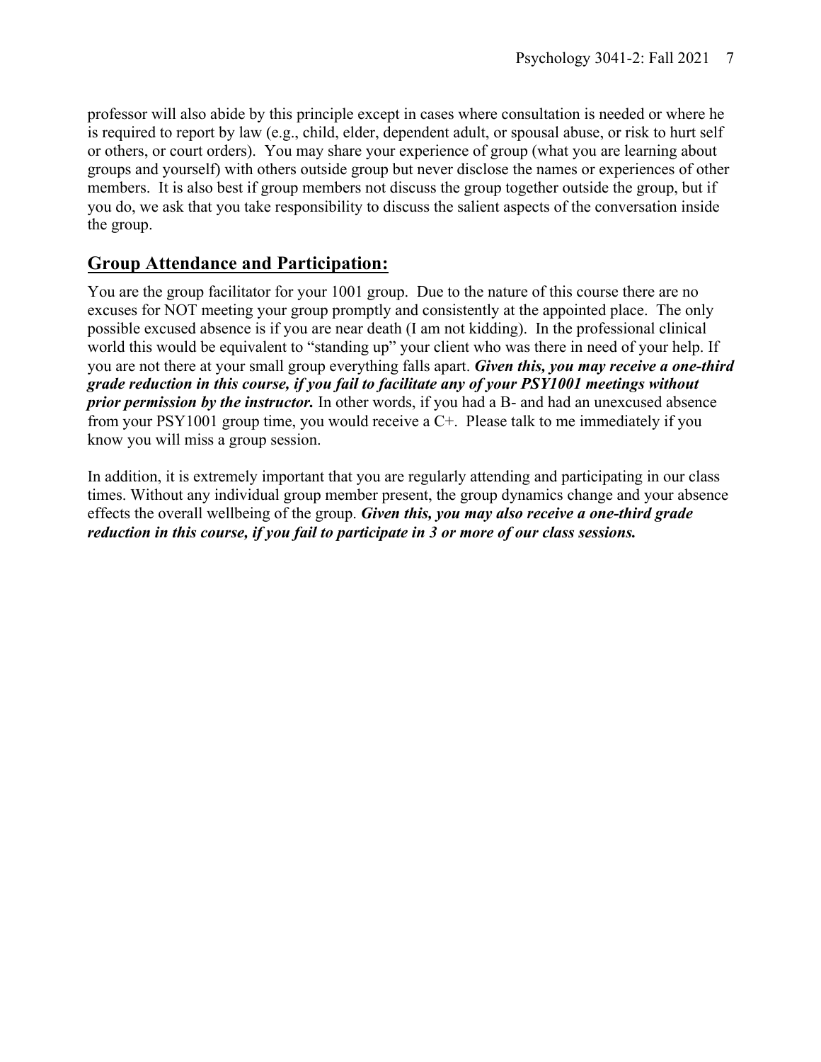professor will also abide by this principle except in cases where consultation is needed or where he is required to report by law (e.g., child, elder, dependent adult, or spousal abuse, or risk to hurt self or others, or court orders). You may share your experience of group (what you are learning about groups and yourself) with others outside group but never disclose the names or experiences of other members. It is also best if group members not discuss the group together outside the group, but if you do, we ask that you take responsibility to discuss the salient aspects of the conversation inside the group.

## Group Attendance and Participation:

You are the group facilitator for your 1001 group. Due to the nature of this course there are no excuses for NOT meeting your group promptly and consistently at the appointed place. The only possible excused absence is if you are near death (I am not kidding). In the professional clinical world this would be equivalent to "standing up" your client who was there in need of your help. If you are not there at your small group everything falls apart. ***Given this, you may receive a one-third grade reduction in this course, if you fail to facilitate any of your PSY1001 meetings without prior permission by the instructor.*** In other words, if you had a B- and had an unexcused absence from your PSY1001 group time, you would receive a C+. Please talk to me immediately if you know you will miss a group session.

In addition, it is extremely important that you are regularly attending and participating in our class times. Without any individual group member present, the group dynamics change and your absence effects the overall wellbeing of the group. ***Given this, you may also receive a one-third grade reduction in this course, if you fail to participate in 3 or more of our class sessions.***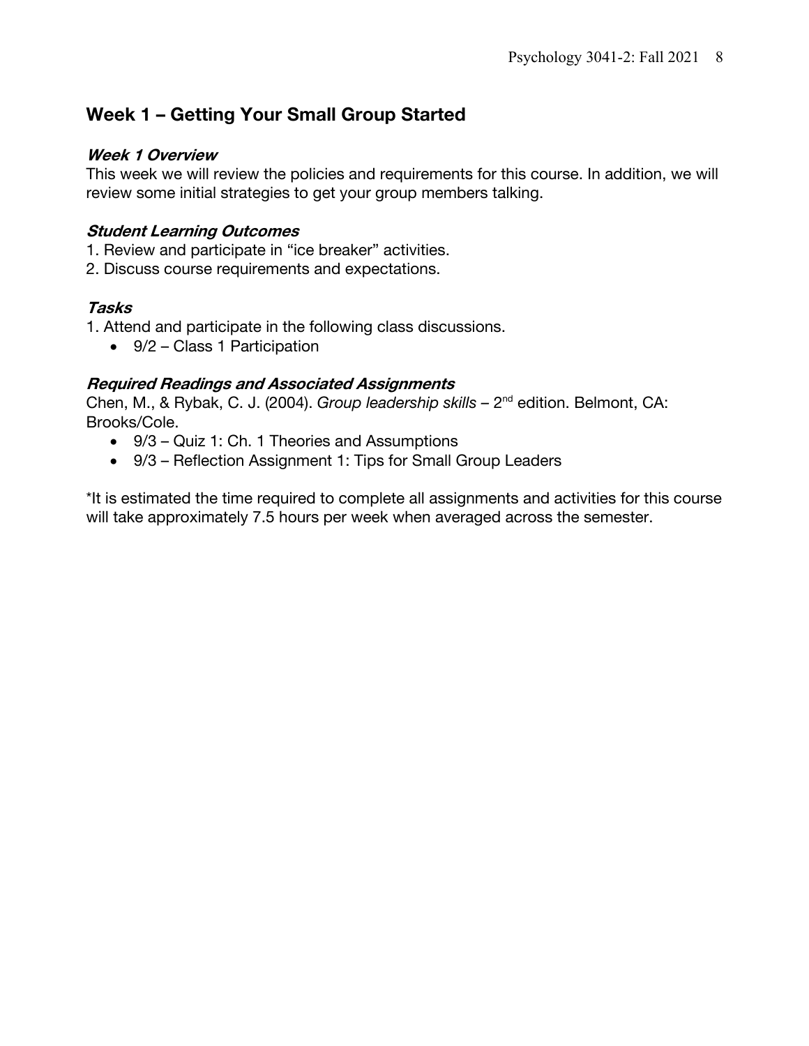## Week 1 – Getting Your Small Group Started

### *Week 1 Overview*

This week we will review the policies and requirements for this course. In addition, we will review some initial strategies to get your group members talking.

### *Student Learning Outcomes*

1. Review and participate in "ice breaker" activities.
2. Discuss course requirements and expectations.

### *Tasks*

1. Attend and participate in the following class discussions.
   - 9/2 – Class 1 Participation

### *Required Readings and Associated Assignments*

Chen, M., & Rybak, C. J. (2004). *Group leadership skills* – 2nd edition. Belmont, CA: Brooks/Cole.

- 9/3 – Quiz 1: Ch. 1 Theories and Assumptions
- 9/3 – Reflection Assignment 1: Tips for Small Group Leaders

*It is estimated the time required to complete all assignments and activities for this course will take approximately 7.5 hours per week when averaged across the semester.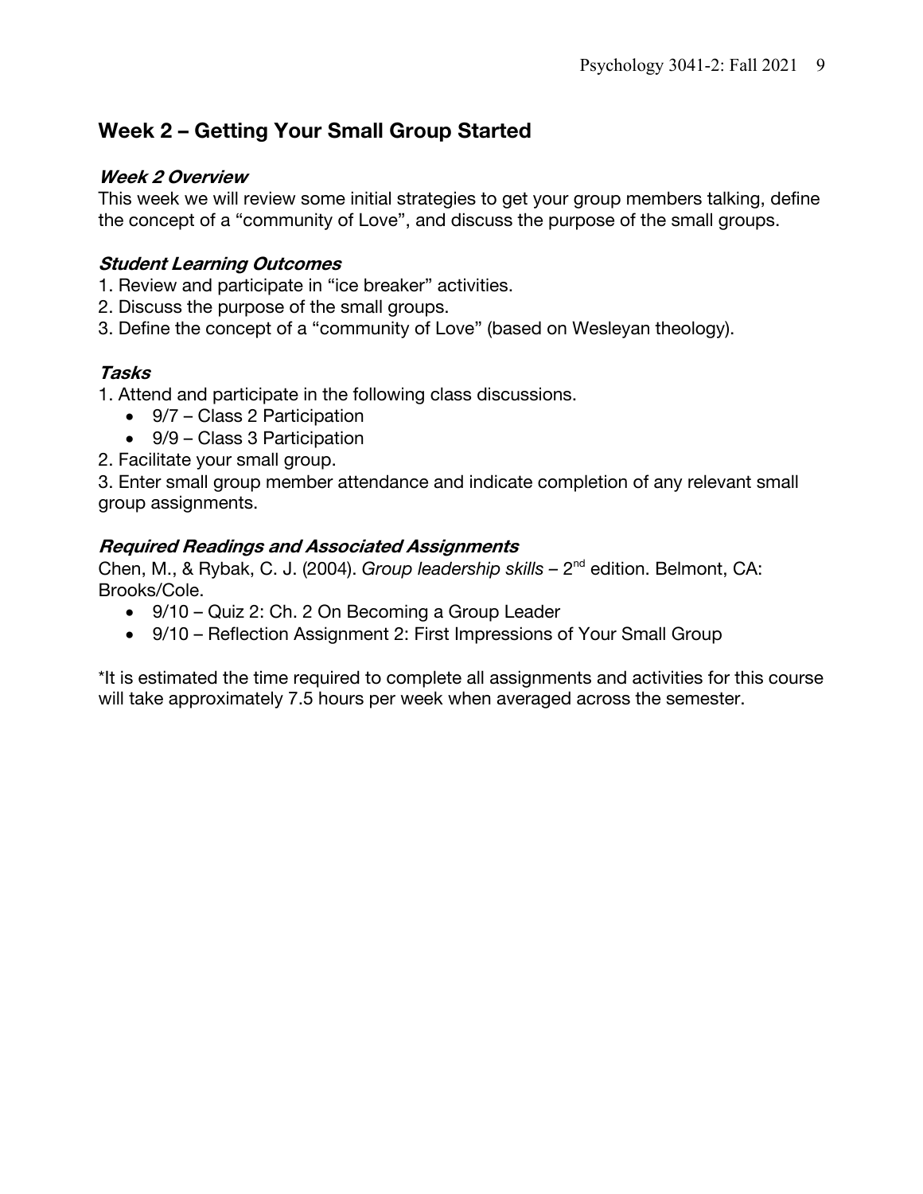## Week 2 – Getting Your Small Group Started

### *Week 2 Overview*

This week we will review some initial strategies to get your group members talking, define the concept of a "community of Love", and discuss the purpose of the small groups.

### *Student Learning Outcomes*

1. Review and participate in "ice breaker" activities.
2. Discuss the purpose of the small groups.
3. Define the concept of a "community of Love" (based on Wesleyan theology).

### *Tasks*

1. Attend and participate in the following class discussions.
   - 9/7 – Class 2 Participation
   - 9/9 – Class 3 Participation
2. Facilitate your small group.
3. Enter small group member attendance and indicate completion of any relevant small group assignments.

### *Required Readings and Associated Assignments*

Chen, M., & Rybak, C. J. (2004). *Group leadership skills* – 2nd edition. Belmont, CA: Brooks/Cole.

- 9/10 – Quiz 2: Ch. 2 On Becoming a Group Leader
- 9/10 – Reflection Assignment 2: First Impressions of Your Small Group

*It is estimated the time required to complete all assignments and activities for this course will take approximately 7.5 hours per week when averaged across the semester.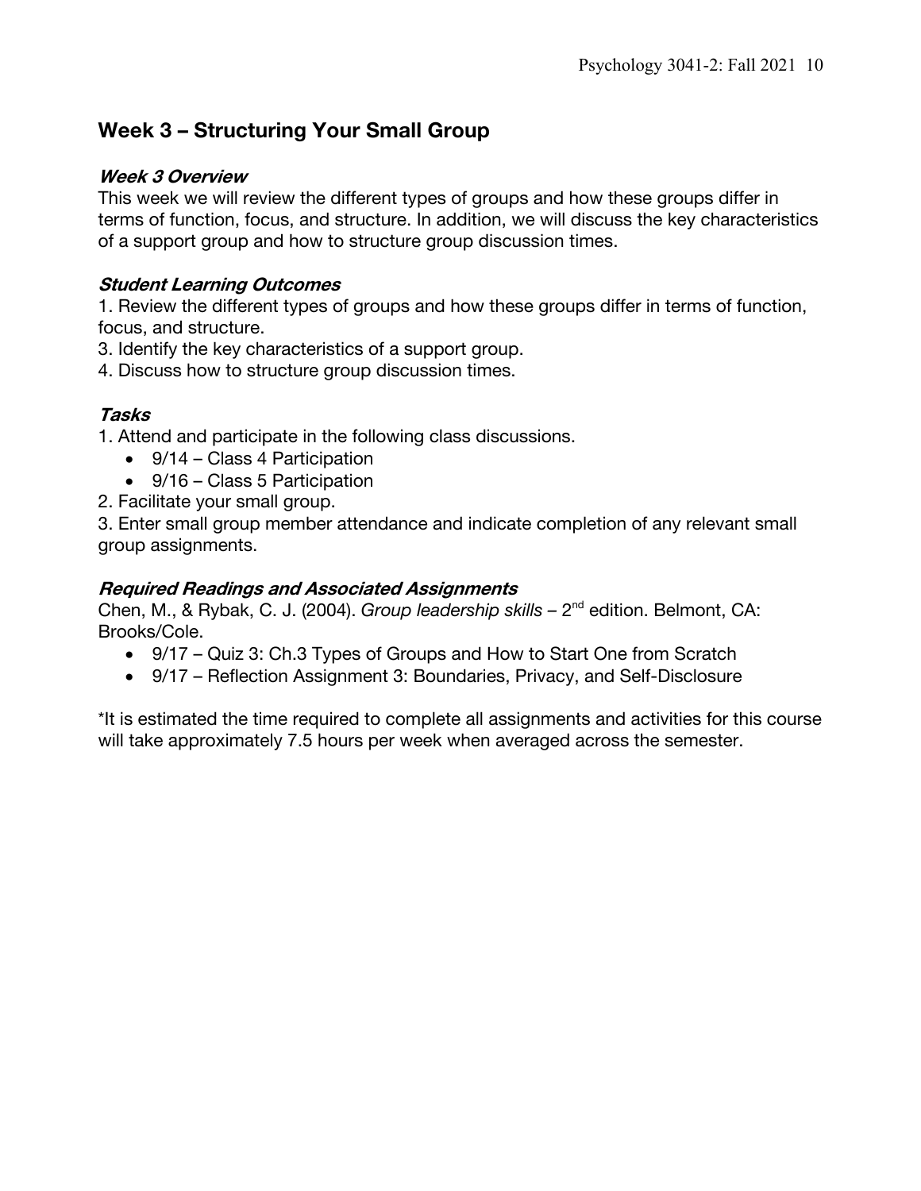## Week 3 – Structuring Your Small Group

### *Week 3 Overview*

This week we will review the different types of groups and how these groups differ in terms of function, focus, and structure. In addition, we will discuss the key characteristics of a support group and how to structure group discussion times.

### *Student Learning Outcomes*

1. Review the different types of groups and how these groups differ in terms of function, focus, and structure.
3. Identify the key characteristics of a support group.
4. Discuss how to structure group discussion times.

### *Tasks*

1. Attend and participate in the following class discussions.
   - 9/14 – Class 4 Participation
   - 9/16 – Class 5 Participation
2. Facilitate your small group.
3. Enter small group member attendance and indicate completion of any relevant small group assignments.

### *Required Readings and Associated Assignments*

Chen, M., & Rybak, C. J. (2004). *Group leadership skills* – 2nd edition. Belmont, CA: Brooks/Cole.

- 9/17 – Quiz 3: Ch.3 Types of Groups and How to Start One from Scratch
- 9/17 – Reflection Assignment 3: Boundaries, Privacy, and Self-Disclosure

*It is estimated the time required to complete all assignments and activities for this course will take approximately 7.5 hours per week when averaged across the semester.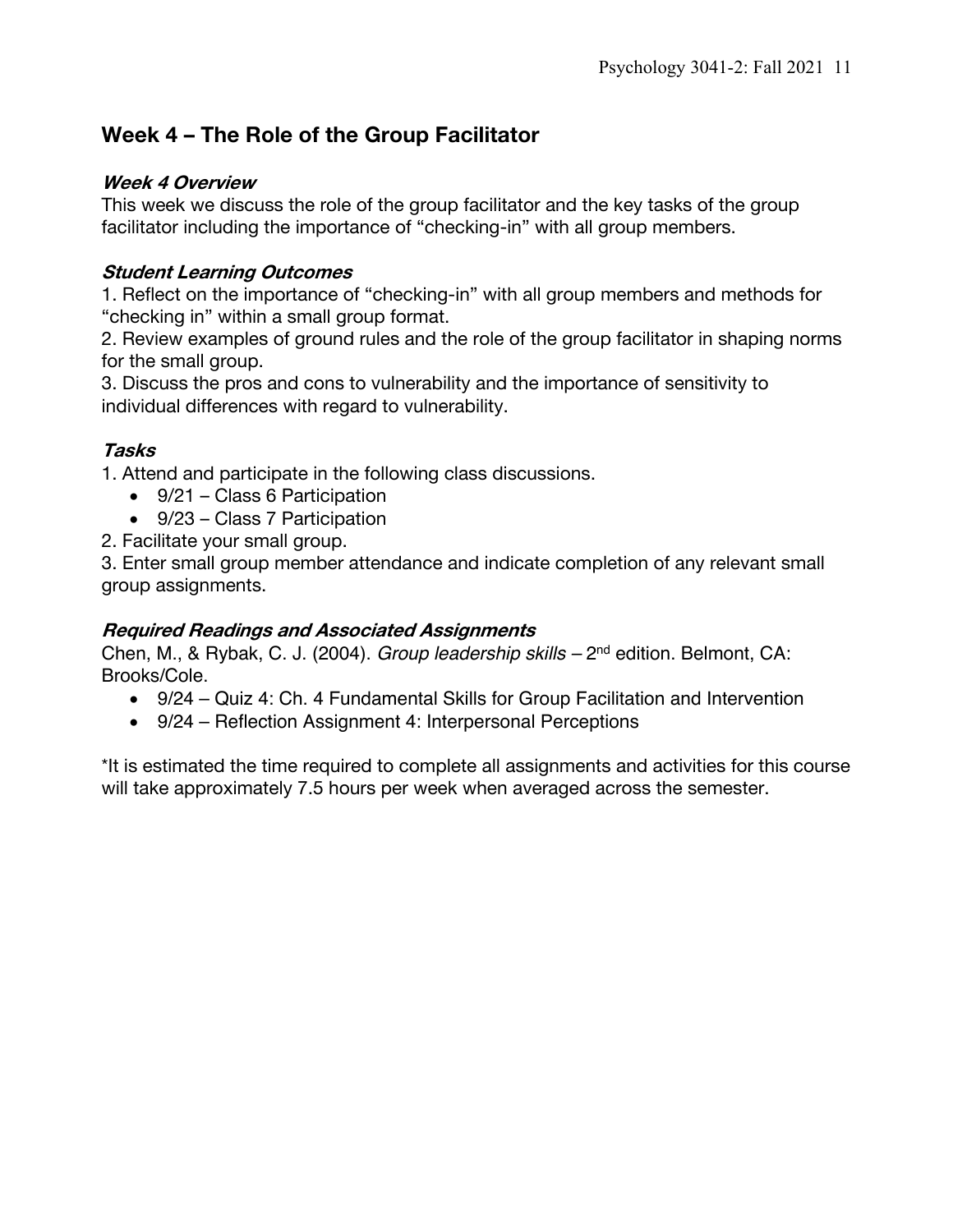## Week 4 – The Role of the Group Facilitator

### *Week 4 Overview*

This week we discuss the role of the group facilitator and the key tasks of the group facilitator including the importance of "checking-in" with all group members.

### *Student Learning Outcomes*

1. Reflect on the importance of "checking-in" with all group members and methods for "checking in" within a small group format.
2. Review examples of ground rules and the role of the group facilitator in shaping norms for the small group.
3. Discuss the pros and cons to vulnerability and the importance of sensitivity to individual differences with regard to vulnerability.

### *Tasks*

1. Attend and participate in the following class discussions.
   - 9/21 – Class 6 Participation
   - 9/23 – Class 7 Participation
2. Facilitate your small group.
3. Enter small group member attendance and indicate completion of any relevant small group assignments.

### *Required Readings and Associated Assignments*

Chen, M., & Rybak, C. J. (2004). *Group leadership skills* – 2nd edition. Belmont, CA: Brooks/Cole.

- 9/24 – Quiz 4: Ch. 4 Fundamental Skills for Group Facilitation and Intervention
- 9/24 – Reflection Assignment 4: Interpersonal Perceptions

*It is estimated the time required to complete all assignments and activities for this course will take approximately 7.5 hours per week when averaged across the semester.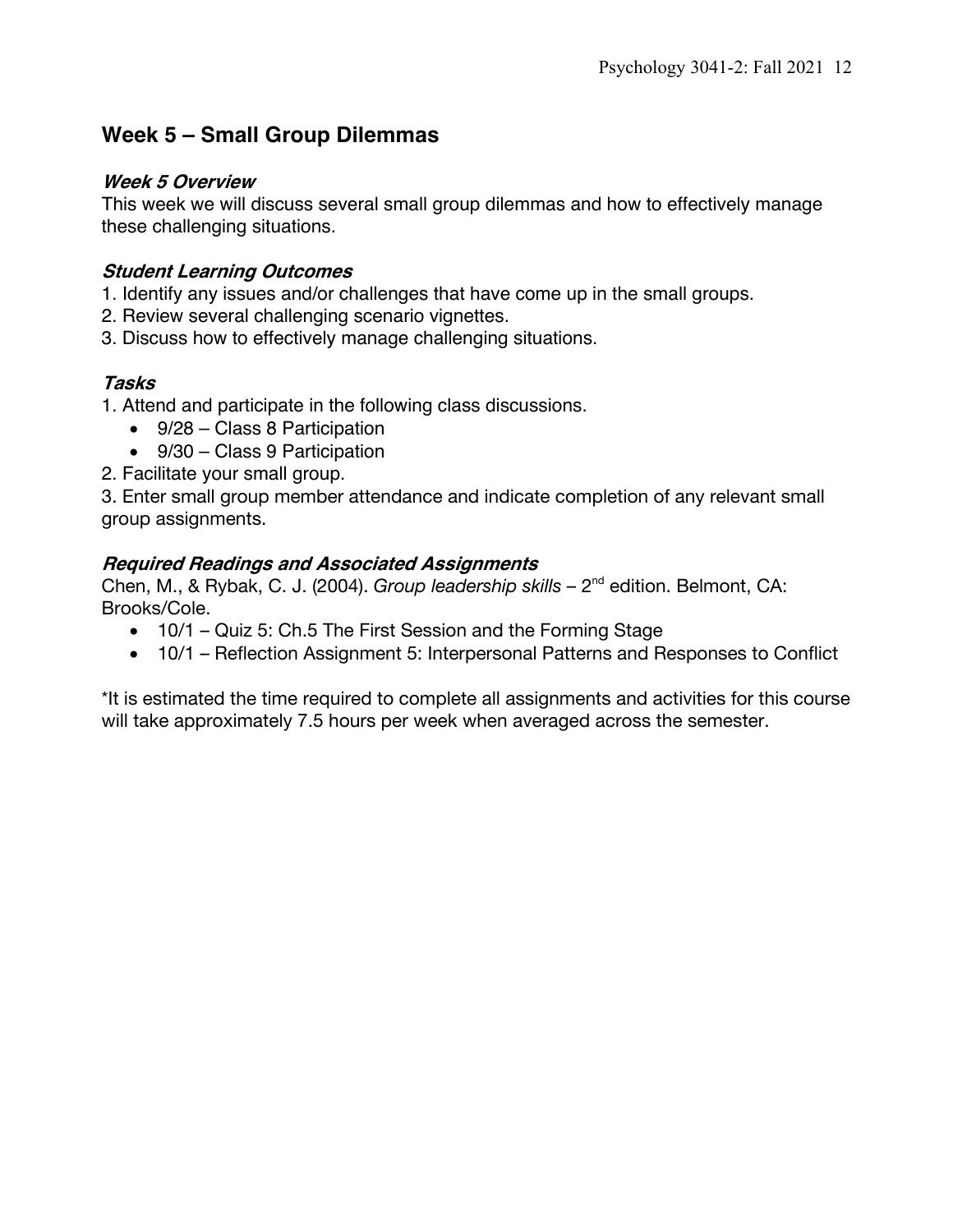## Week 5 – Small Group Dilemmas

### *Week 5 Overview*

This week we will discuss several small group dilemmas and how to effectively manage these challenging situations.

### *Student Learning Outcomes*

1. Identify any issues and/or challenges that have come up in the small groups.
2. Review several challenging scenario vignettes.
3. Discuss how to effectively manage challenging situations.

### *Tasks*

1. Attend and participate in the following class discussions.
   - 9/28 – Class 8 Participation
   - 9/30 – Class 9 Participation
2. Facilitate your small group.
3. Enter small group member attendance and indicate completion of any relevant small group assignments.

### *Required Readings and Associated Assignments*

Chen, M., & Rybak, C. J. (2004). *Group leadership skills* – 2nd edition. Belmont, CA: Brooks/Cole.

- 10/1 – Quiz 5: Ch.5 The First Session and the Forming Stage
- 10/1 – Reflection Assignment 5: Interpersonal Patterns and Responses to Conflict

*It is estimated the time required to complete all assignments and activities for this course will take approximately 7.5 hours per week when averaged across the semester.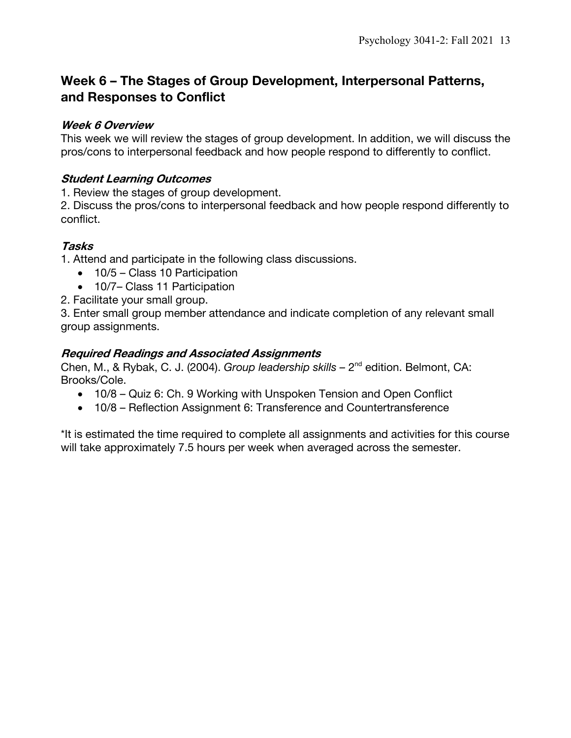## Week 6 – The Stages of Group Development, Interpersonal Patterns, and Responses to Conflict

### *Week 6 Overview*

This week we will review the stages of group development. In addition, we will discuss the pros/cons to interpersonal feedback and how people respond to differently to conflict.

### *Student Learning Outcomes*

1. Review the stages of group development.
2. Discuss the pros/cons to interpersonal feedback and how people respond differently to conflict.

### *Tasks*

1. Attend and participate in the following class discussions.
   - 10/5 – Class 10 Participation
   - 10/7– Class 11 Participation
2. Facilitate your small group.
3. Enter small group member attendance and indicate completion of any relevant small group assignments.

### *Required Readings and Associated Assignments*

Chen, M., & Rybak, C. J. (2004). *Group leadership skills* – 2nd edition. Belmont, CA: Brooks/Cole.

- 10/8 – Quiz 6: Ch. 9 Working with Unspoken Tension and Open Conflict
- 10/8 – Reflection Assignment 6: Transference and Countertransference

*It is estimated the time required to complete all assignments and activities for this course will take approximately 7.5 hours per week when averaged across the semester.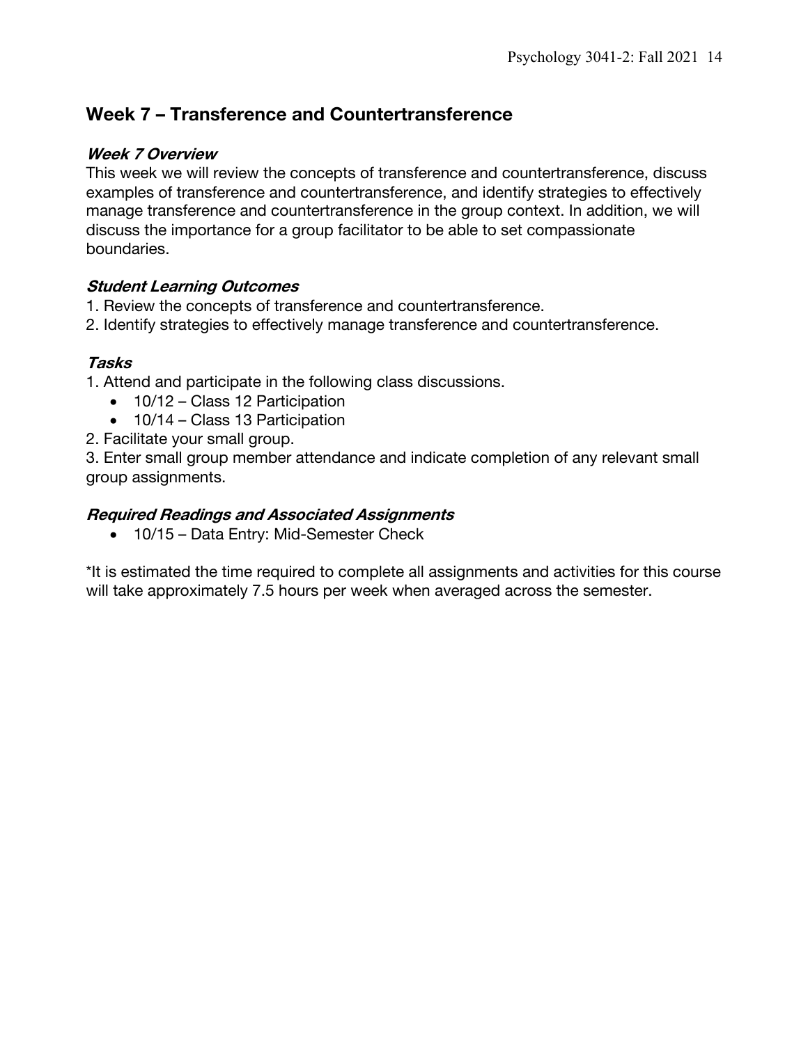## Week 7 – Transference and Countertransference

### *Week 7 Overview*

This week we will review the concepts of transference and countertransference, discuss examples of transference and countertransference, and identify strategies to effectively manage transference and countertransference in the group context. In addition, we will discuss the importance for a group facilitator to be able to set compassionate boundaries.

### *Student Learning Outcomes*

1. Review the concepts of transference and countertransference.
2. Identify strategies to effectively manage transference and countertransference.

### *Tasks*

1. Attend and participate in the following class discussions.
   - 10/12 – Class 12 Participation
   - 10/14 – Class 13 Participation
2. Facilitate your small group.
3. Enter small group member attendance and indicate completion of any relevant small group assignments.

### *Required Readings and Associated Assignments*

- 10/15 – Data Entry: Mid-Semester Check

*It is estimated the time required to complete all assignments and activities for this course will take approximately 7.5 hours per week when averaged across the semester.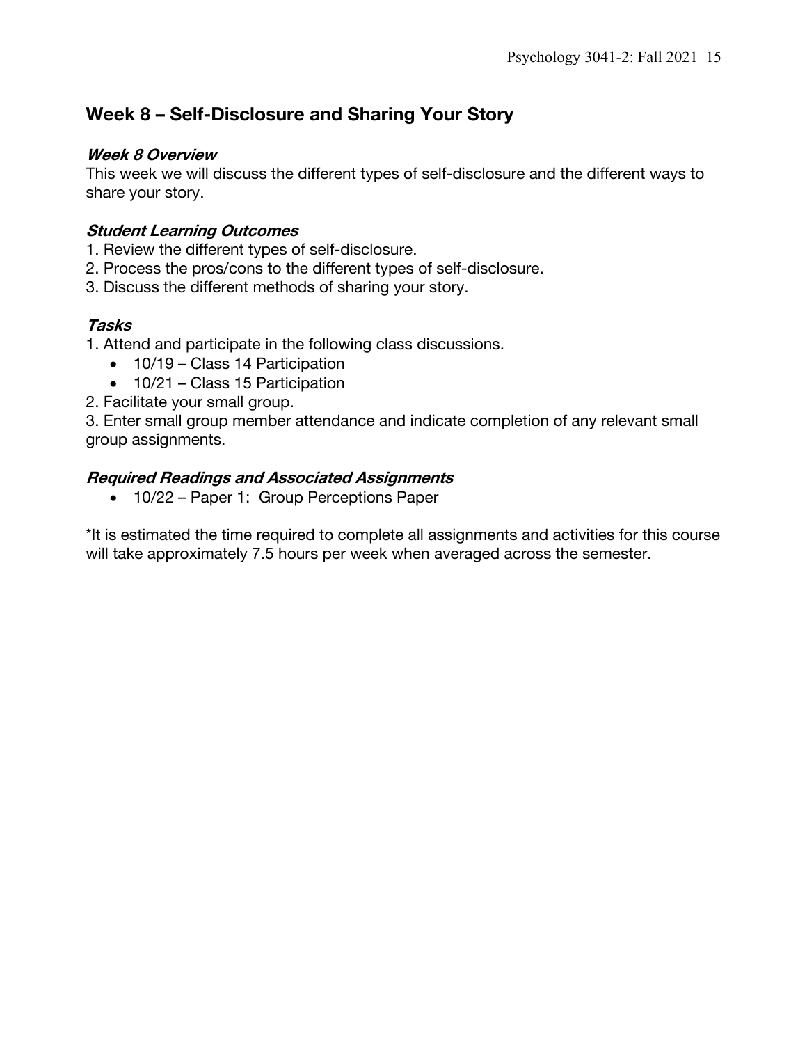## Week 8 – Self-Disclosure and Sharing Your Story

### *Week 8 Overview*

This week we will discuss the different types of self-disclosure and the different ways to share your story.

### *Student Learning Outcomes*

1. Review the different types of self-disclosure.
2. Process the pros/cons to the different types of self-disclosure.
3. Discuss the different methods of sharing your story.

### *Tasks*

1. Attend and participate in the following class discussions.
   - 10/19 – Class 14 Participation
   - 10/21 – Class 15 Participation
2. Facilitate your small group.
3. Enter small group member attendance and indicate completion of any relevant small group assignments.

### *Required Readings and Associated Assignments*

- 10/22 – Paper 1: Group Perceptions Paper

*It is estimated the time required to complete all assignments and activities for this course will take approximately 7.5 hours per week when averaged across the semester.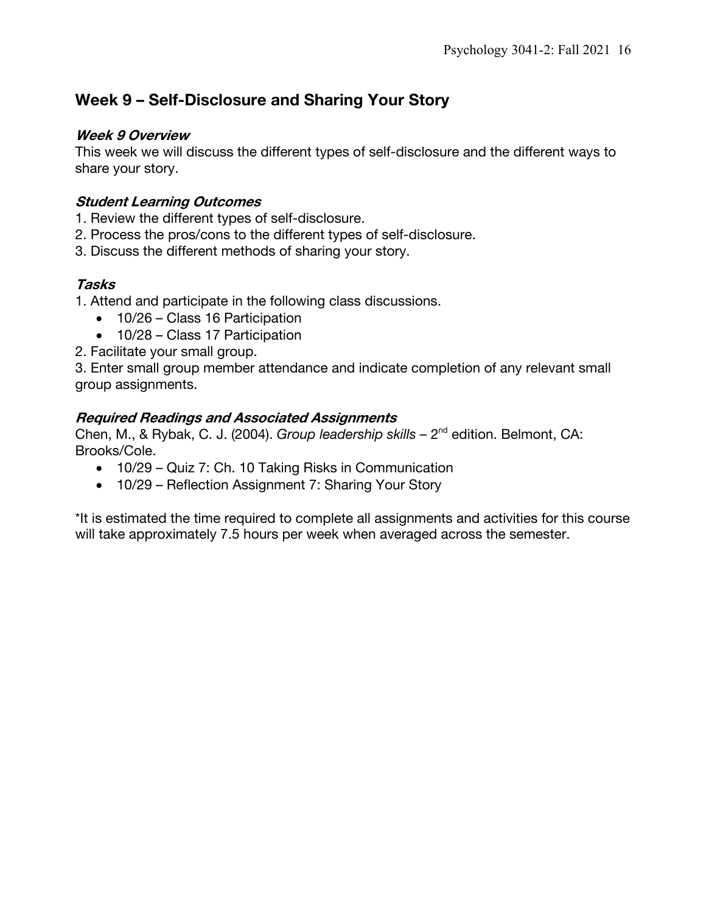## Week 9 – Self-Disclosure and Sharing Your Story

### *Week 9 Overview*

This week we will discuss the different types of self-disclosure and the different ways to share your story.

### *Student Learning Outcomes*

1. Review the different types of self-disclosure.
2. Process the pros/cons to the different types of self-disclosure.
3. Discuss the different methods of sharing your story.

### *Tasks*

1. Attend and participate in the following class discussions.
   - 10/26 – Class 16 Participation
   - 10/28 – Class 17 Participation
2. Facilitate your small group.
3. Enter small group member attendance and indicate completion of any relevant small group assignments.

### *Required Readings and Associated Assignments*

Chen, M., & Rybak, C. J. (2004). *Group leadership skills* – 2nd edition. Belmont, CA: Brooks/Cole.

- 10/29 – Quiz 7: Ch. 10 Taking Risks in Communication
- 10/29 – Reflection Assignment 7: Sharing Your Story

*It is estimated the time required to complete all assignments and activities for this course will take approximately 7.5 hours per week when averaged across the semester.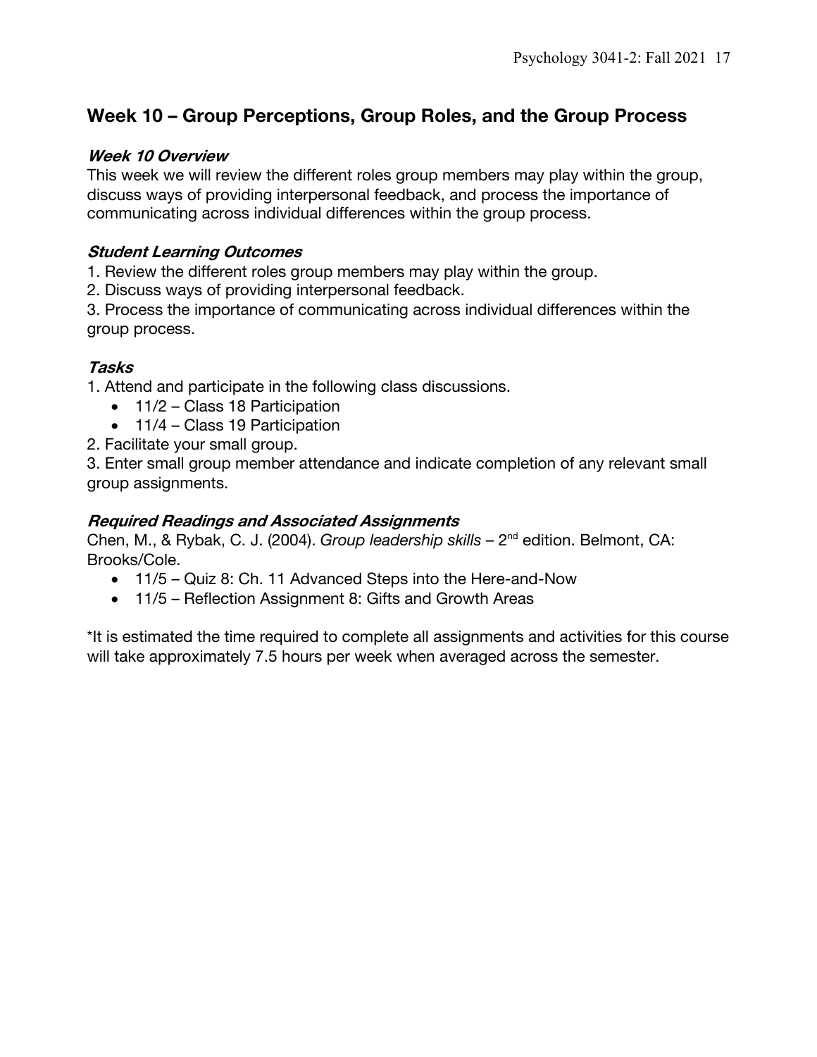## Week 10 – Group Perceptions, Group Roles, and the Group Process

### *Week 10 Overview*

This week we will review the different roles group members may play within the group, discuss ways of providing interpersonal feedback, and process the importance of communicating across individual differences within the group process.

### *Student Learning Outcomes*

1. Review the different roles group members may play within the group.
2. Discuss ways of providing interpersonal feedback.
3. Process the importance of communicating across individual differences within the group process.

### *Tasks*

1. Attend and participate in the following class discussions.
   - 11/2 – Class 18 Participation
   - 11/4 – Class 19 Participation
2. Facilitate your small group.
3. Enter small group member attendance and indicate completion of any relevant small group assignments.

### *Required Readings and Associated Assignments*

Chen, M., & Rybak, C. J. (2004). *Group leadership skills* – 2nd edition. Belmont, CA: Brooks/Cole.

- 11/5 – Quiz 8: Ch. 11 Advanced Steps into the Here-and-Now
- 11/5 – Reflection Assignment 8: Gifts and Growth Areas

*It is estimated the time required to complete all assignments and activities for this course will take approximately 7.5 hours per week when averaged across the semester.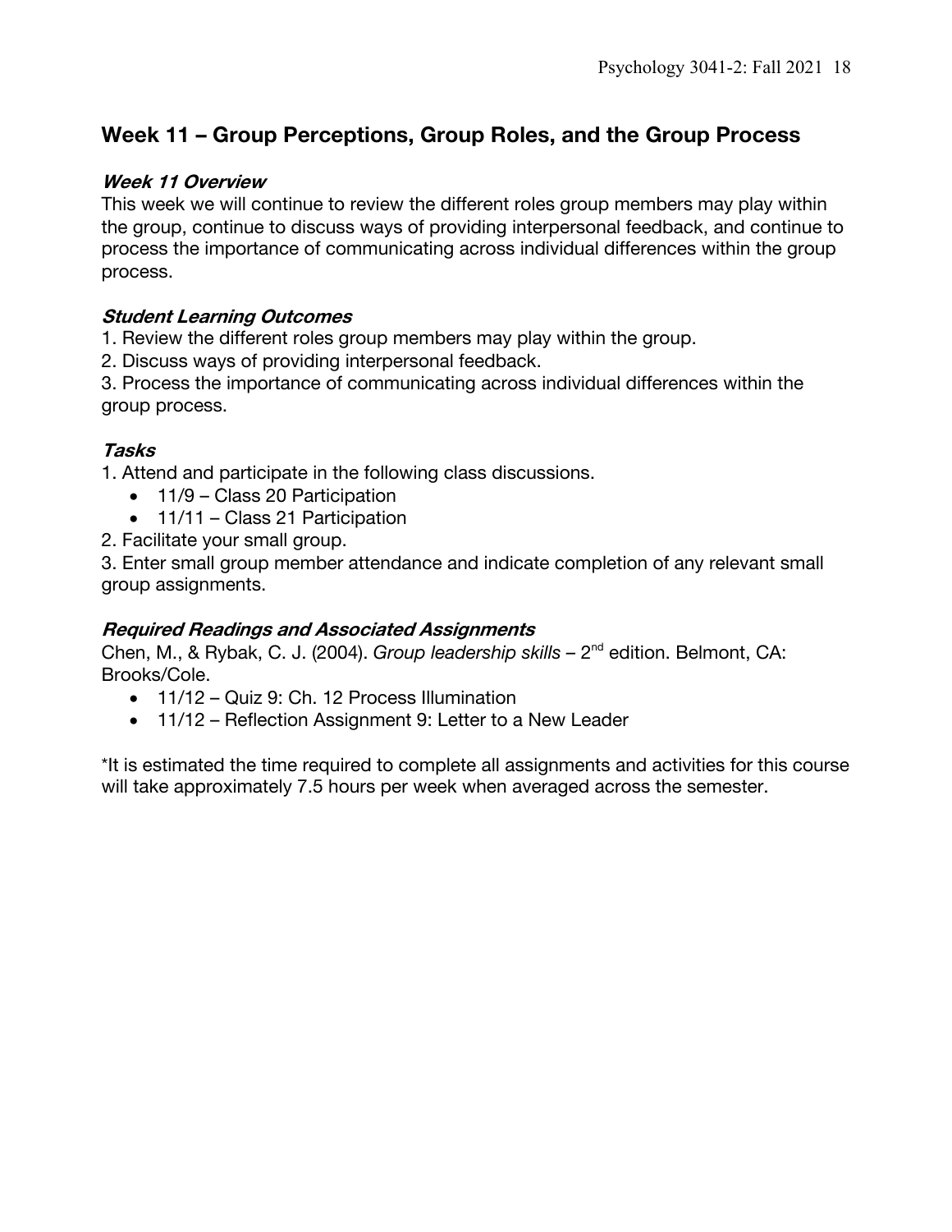## Week 11 – Group Perceptions, Group Roles, and the Group Process

### *Week 11 Overview*

This week we will continue to review the different roles group members may play within the group, continue to discuss ways of providing interpersonal feedback, and continue to process the importance of communicating across individual differences within the group process.

### *Student Learning Outcomes*

1. Review the different roles group members may play within the group.
2. Discuss ways of providing interpersonal feedback.
3. Process the importance of communicating across individual differences within the group process.

### *Tasks*

1. Attend and participate in the following class discussions.
   - 11/9 – Class 20 Participation
   - 11/11 – Class 21 Participation
2. Facilitate your small group.
3. Enter small group member attendance and indicate completion of any relevant small group assignments.

### *Required Readings and Associated Assignments*

Chen, M., & Rybak, C. J. (2004). *Group leadership skills* – 2nd edition. Belmont, CA: Brooks/Cole.

- 11/12 – Quiz 9: Ch. 12 Process Illumination
- 11/12 – Reflection Assignment 9: Letter to a New Leader

*It is estimated the time required to complete all assignments and activities for this course will take approximately 7.5 hours per week when averaged across the semester.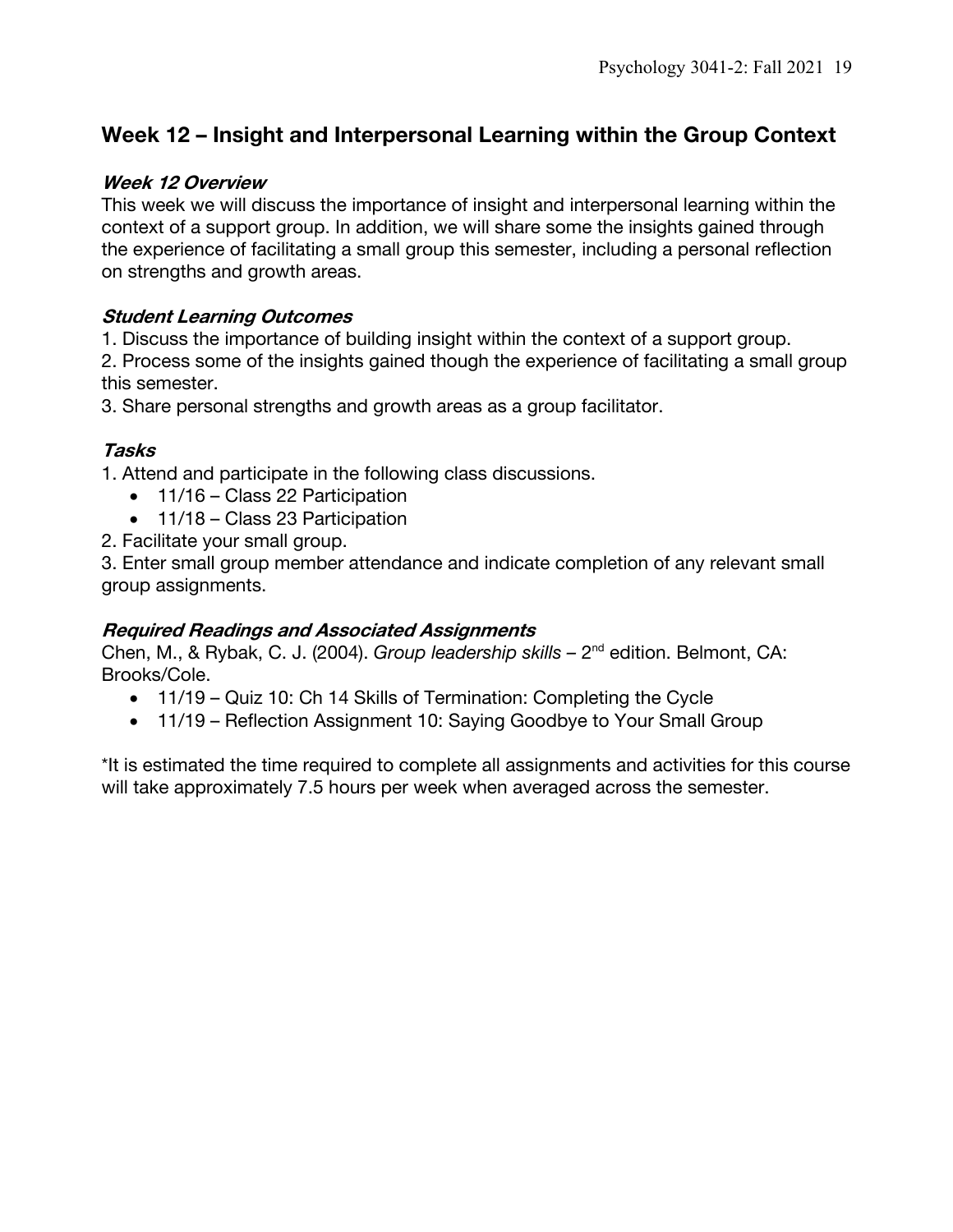## Week 12 – Insight and Interpersonal Learning within the Group Context

### *Week 12 Overview*

This week we will discuss the importance of insight and interpersonal learning within the context of a support group. In addition, we will share some the insights gained through the experience of facilitating a small group this semester, including a personal reflection on strengths and growth areas.

### *Student Learning Outcomes*

1. Discuss the importance of building insight within the context of a support group.
2. Process some of the insights gained though the experience of facilitating a small group this semester.
3. Share personal strengths and growth areas as a group facilitator.

### *Tasks*

1. Attend and participate in the following class discussions.
   - 11/16 – Class 22 Participation
   - 11/18 – Class 23 Participation
2. Facilitate your small group.
3. Enter small group member attendance and indicate completion of any relevant small group assignments.

### *Required Readings and Associated Assignments*

Chen, M., & Rybak, C. J. (2004). *Group leadership skills* – 2nd edition. Belmont, CA: Brooks/Cole.

- 11/19 – Quiz 10: Ch 14 Skills of Termination: Completing the Cycle
- 11/19 – Reflection Assignment 10: Saying Goodbye to Your Small Group

*It is estimated the time required to complete all assignments and activities for this course will take approximately 7.5 hours per week when averaged across the semester.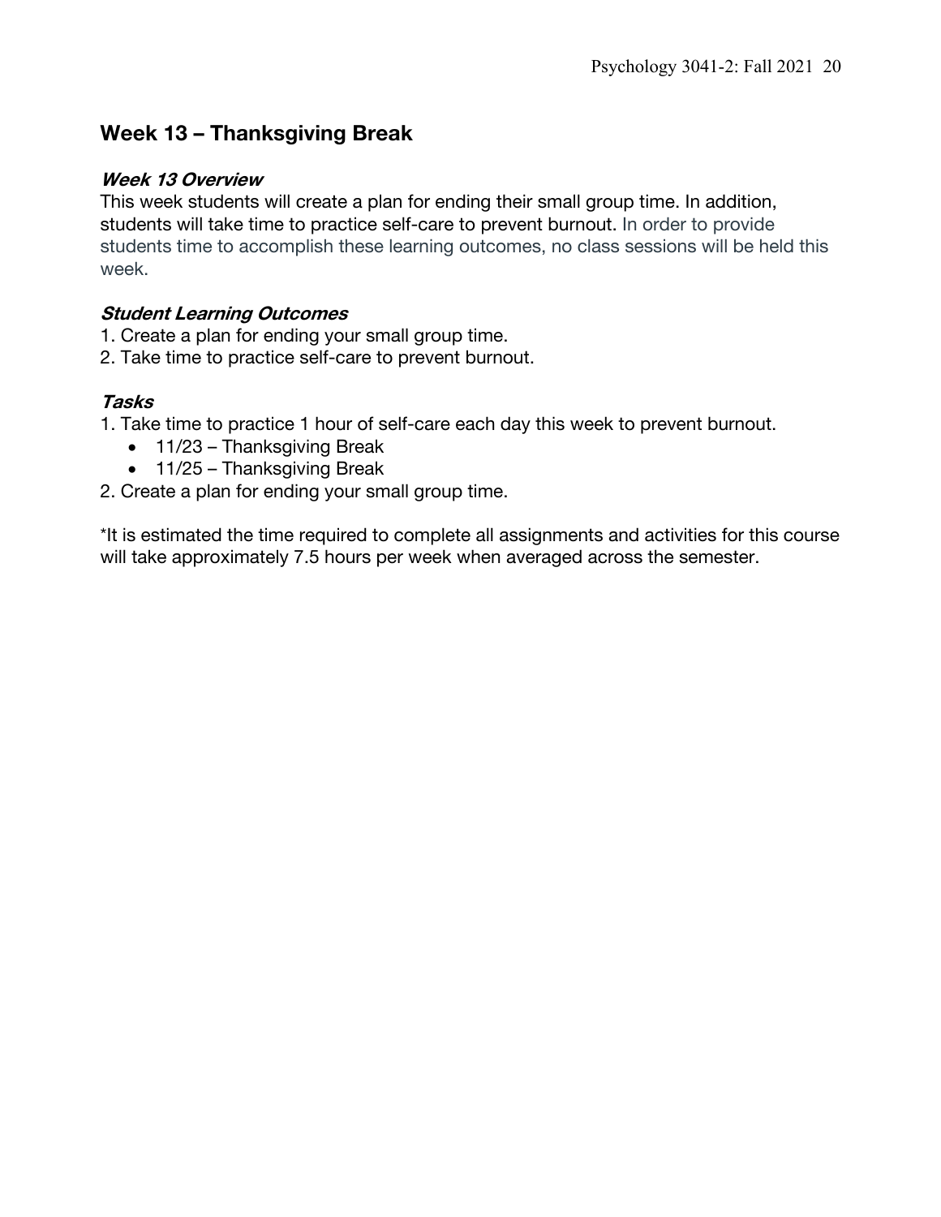## Week 13 – Thanksgiving Break

### *Week 13 Overview*

This week students will create a plan for ending their small group time. In addition, students will take time to practice self-care to prevent burnout. In order to provide students time to accomplish these learning outcomes, no class sessions will be held this week.

### *Student Learning Outcomes*

1. Create a plan for ending your small group time.
2. Take time to practice self-care to prevent burnout.

### *Tasks*

1. Take time to practice 1 hour of self-care each day this week to prevent burnout.
   - 11/23 – Thanksgiving Break
   - 11/25 – Thanksgiving Break
2. Create a plan for ending your small group time.

*It is estimated the time required to complete all assignments and activities for this course will take approximately 7.5 hours per week when averaged across the semester.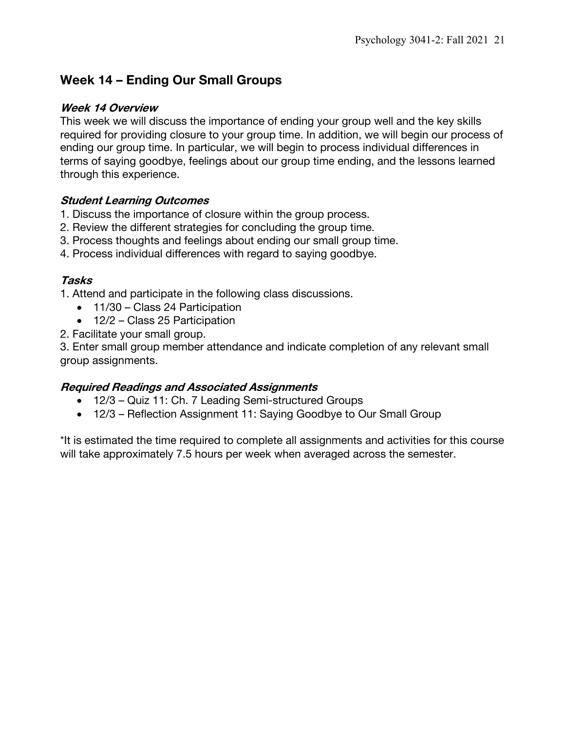## Week 14 – Ending Our Small Groups

### *Week 14 Overview*

This week we will discuss the importance of ending your group well and the key skills required for providing closure to your group time. In addition, we will begin our process of ending our group time. In particular, we will begin to process individual differences in terms of saying goodbye, feelings about our group time ending, and the lessons learned through this experience.

### *Student Learning Outcomes*

1. Discuss the importance of closure within the group process.
2. Review the different strategies for concluding the group time.
3. Process thoughts and feelings about ending our small group time.
4. Process individual differences with regard to saying goodbye.

### *Tasks*

1. Attend and participate in the following class discussions.
    - 11/30 – Class 24 Participation
    - 12/2 – Class 25 Participation
2. Facilitate your small group.
3. Enter small group member attendance and indicate completion of any relevant small group assignments.

### *Required Readings and Associated Assignments*

- 12/3 – Quiz 11: Ch. 7 Leading Semi-structured Groups
- 12/3 – Reflection Assignment 11: Saying Goodbye to Our Small Group

*It is estimated the time required to complete all assignments and activities for this course will take approximately 7.5 hours per week when averaged across the semester.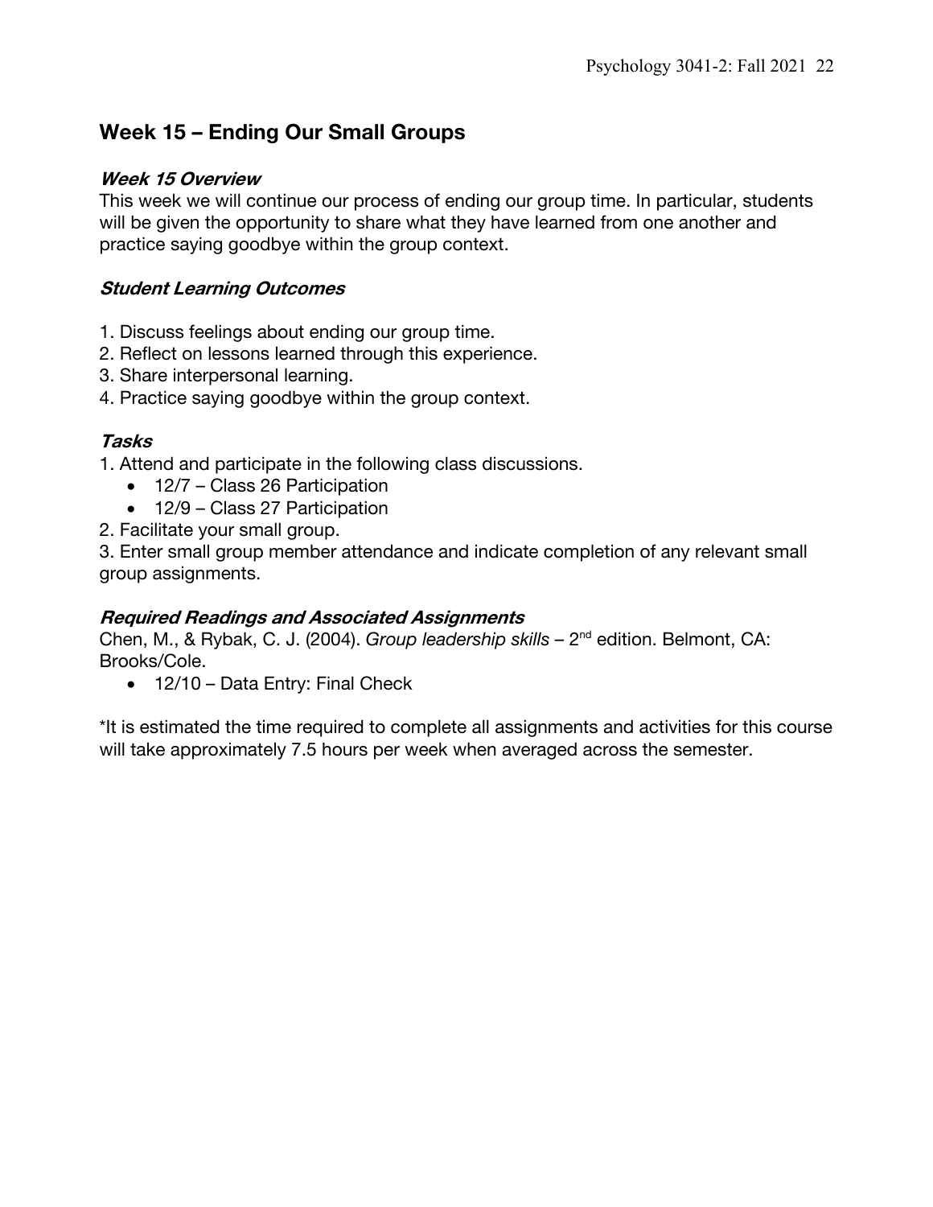## Week 15 – Ending Our Small Groups

### *Week 15 Overview*

This week we will continue our process of ending our group time. In particular, students will be given the opportunity to share what they have learned from one another and practice saying goodbye within the group context.

### *Student Learning Outcomes*

1. Discuss feelings about ending our group time.
2. Reflect on lessons learned through this experience.
3. Share interpersonal learning.
4. Practice saying goodbye within the group context.

### *Tasks*

1. Attend and participate in the following class discussions.
   - 12/7 – Class 26 Participation
   - 12/9 – Class 27 Participation
2. Facilitate your small group.
3. Enter small group member attendance and indicate completion of any relevant small group assignments.

### *Required Readings and Associated Assignments*

Chen, M., & Rybak, C. J. (2004). *Group leadership skills* – 2nd edition. Belmont, CA: Brooks/Cole.

- 12/10 – Data Entry: Final Check

*It is estimated the time required to complete all assignments and activities for this course will take approximately 7.5 hours per week when averaged across the semester.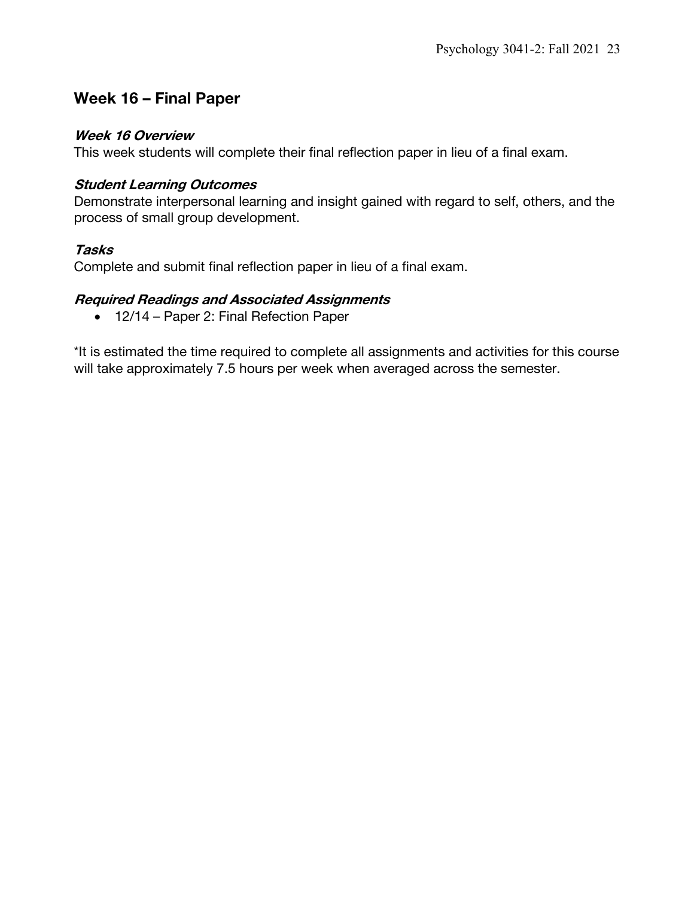## Week 16 – Final Paper

### *Week 16 Overview*

This week students will complete their final reflection paper in lieu of a final exam.

### *Student Learning Outcomes*

Demonstrate interpersonal learning and insight gained with regard to self, others, and the process of small group development.

### *Tasks*

Complete and submit final reflection paper in lieu of a final exam.

### *Required Readings and Associated Assignments*

- 12/14 – Paper 2: Final Refection Paper

*It is estimated the time required to complete all assignments and activities for this course will take approximately 7.5 hours per week when averaged across the semester.